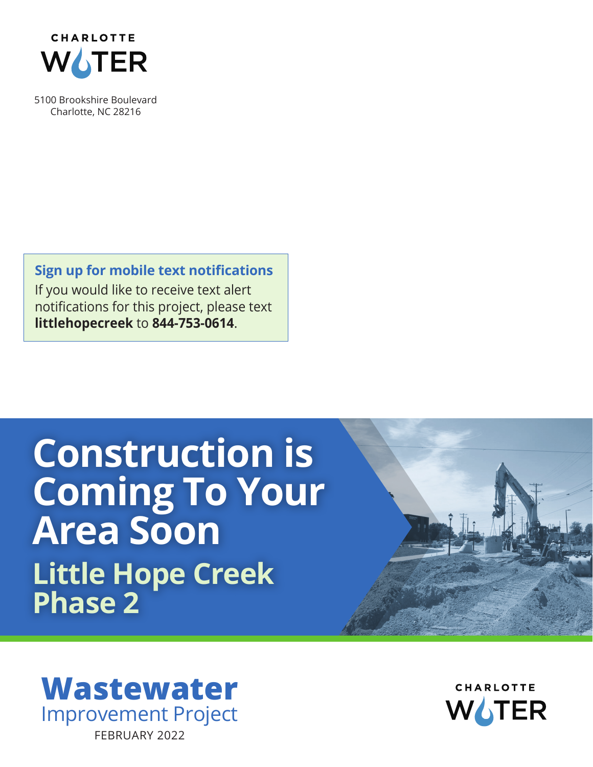CHARLOTTE WATER

5100 Brookshire Boulevard
Charlotte, NC 28216

**Sign up for mobile text notifications**

If you would like to receive text alert notifications for this project, please text **littlehopecreek** to **844-753-0614**.

# Construction is Coming To Your Area Soon

## Little Hope Creek Phase 2

**Wastewater** Improvement Project

FEBRUARY 2022

CHARLOTTE WATER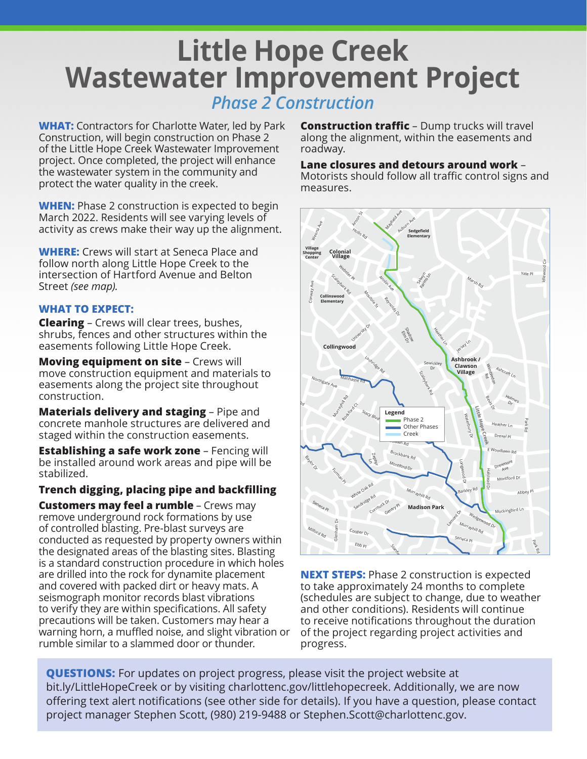# Little Hope Creek Wastewater Improvement Project

## *Phase 2 Construction*

**WHAT:** Contractors for Charlotte Water, led by Park Construction, will begin construction on Phase 2 of the Little Hope Creek Wastewater Improvement project. Once completed, the project will enhance the wastewater system in the community and protect the water quality in the creek.

**WHEN:** Phase 2 construction is expected to begin March 2022. Residents will see varying levels of activity as crews make their way up the alignment.

**WHERE:** Crews will start at Seneca Place and follow north along Little Hope Creek to the intersection of Hartford Avenue and Belton Street *(see map).*

### WHAT TO EXPECT:

**Clearing** – Crews will clear trees, bushes, shrubs, fences and other structures within the easements following Little Hope Creek.

**Moving equipment on site** – Crews will move construction equipment and materials to easements along the project site throughout construction.

**Materials delivery and staging** – Pipe and concrete manhole structures are delivered and staged within the construction easements.

**Establishing a safe work zone** – Fencing will be installed around work areas and pipe will be stabilized.

**Trench digging, placing pipe and backfilling**

**Customers may feel a rumble** – Crews may remove underground rock formations by use of controlled blasting. Pre-blast surveys are conducted as requested by property owners within the designated areas of the blasting sites. Blasting is a standard construction procedure in which holes are drilled into the rock for dynamite placement and covered with packed dirt or heavy mats. A seismograph monitor records blast vibrations to verify they are within specifications. All safety precautions will be taken. Customers may hear a warning horn, a muffled noise, and slight vibration or rumble similar to a slammed door or thunder.

**Construction traffic** – Dump trucks will travel along the alignment, within the easements and roadway.

**Lane closures and detours around work** – Motorists should follow all traffic control signs and measures.

Legend
Phase 2
Other Phases
Creek

**NEXT STEPS:** Phase 2 construction is expected to take approximately 24 months to complete (schedules are subject to change, due to weather and other conditions). Residents will continue to receive notifications throughout the duration of the project regarding project activities and progress.

**QUESTIONS:** For updates on project progress, please visit the project website at bit.ly/LittleHopeCreek or by visiting charlottenc.gov/littlehopecreek. Additionally, we are now offering text alert notifications (see other side for details). If you have a question, please contact project manager Stephen Scott, (980) 219-9488 or Stephen.Scott@charlottenc.gov.